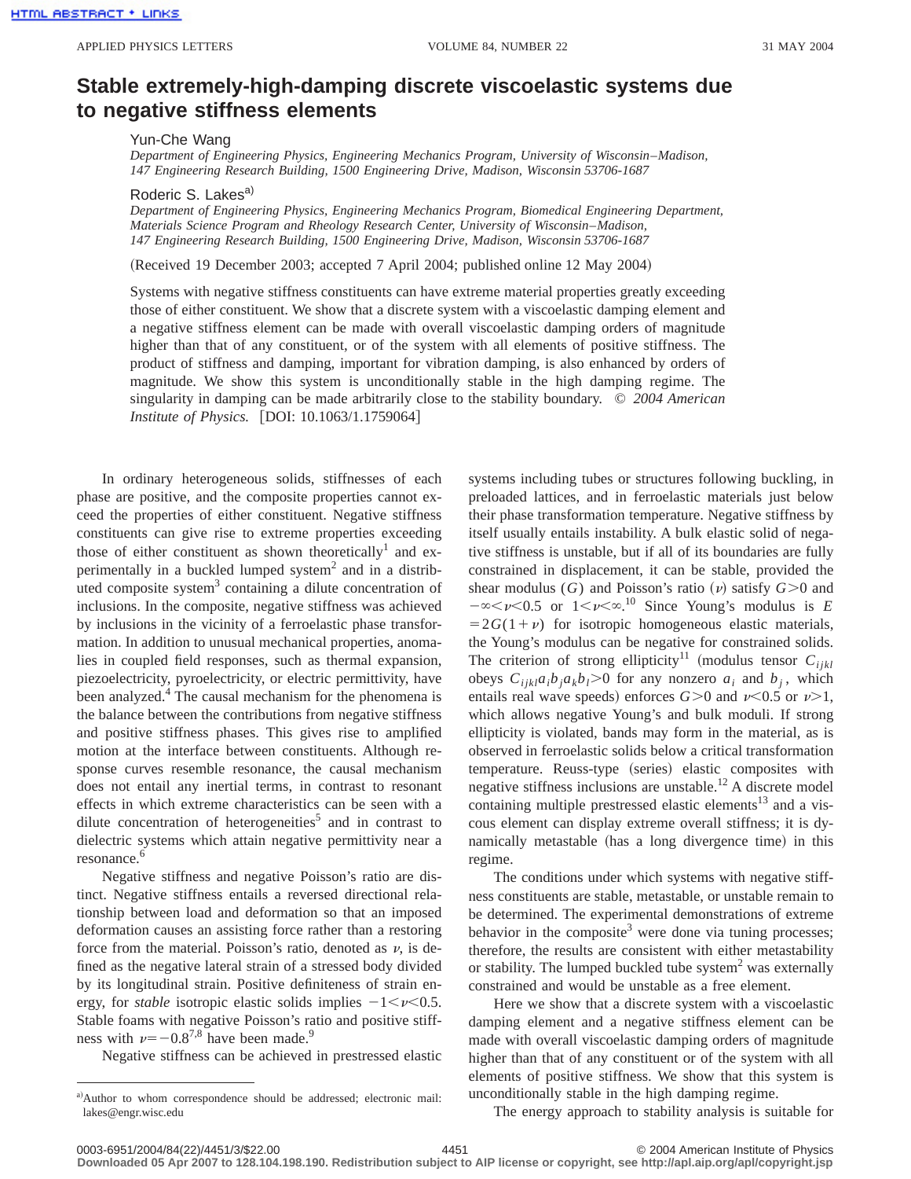# Stable extremely-high-damping discrete viscoelastic systems due to negative stiffness elements

Yun-Che Wang

*Department of Engineering Physics, Engineering Mechanics Program, University of Wisconsin–Madison, 147 Engineering Research Building, 1500 Engineering Drive, Madison, Wisconsin 53706-1687*

Roderic S. Lakes[a]

*Department of Engineering Physics, Engineering Mechanics Program, Biomedical Engineering Department, Materials Science Program and Rheology Research Center, University of Wisconsin–Madison, 147 Engineering Research Building, 1500 Engineering Drive, Madison, Wisconsin 53706-1687*

(Received 19 December 2003; accepted 7 April 2004; published online 12 May 2004)

Systems with negative stiffness constituents can have extreme material properties greatly exceeding those of either constituent. We show that a discrete system with a viscoelastic damping element and a negative stiffness element can be made with overall viscoelastic damping orders of magnitude higher than that of any constituent, or of the system with all elements of positive stiffness. The product of stiffness and damping, important for vibration damping, is also enhanced by orders of magnitude. We show this system is unconditionally stable in the high damping regime. The singularity in damping can be made arbitrarily close to the stability boundary. © *2004 American Institute of Physics.* [DOI: 10.1063/1.1759064]

In ordinary heterogeneous solids, stiffnesses of each phase are positive, and the composite properties cannot exceed the properties of either constituent. Negative stiffness constituents can give rise to extreme properties exceeding those of either constituent as shown theoretically[1] and experimentally in a buckled lumped system[2] and in a distributed composite system[3] containing a dilute concentration of inclusions. In the composite, negative stiffness was achieved by inclusions in the vicinity of a ferroelastic phase transformation. In addition to unusual mechanical properties, anomalies in coupled field responses, such as thermal expansion, piezoelectricity, pyroelectricity, or electric permittivity, have been analyzed.[4] The causal mechanism for the phenomena is the balance between the contributions from negative stiffness and positive stiffness phases. This gives rise to amplified motion at the interface between constituents. Although response curves resemble resonance, the causal mechanism does not entail any inertial terms, in contrast to resonant effects in which extreme characteristics can be seen with a dilute concentration of heterogeneities[5] and in contrast to dielectric systems which attain negative permittivity near a resonance.[6]

Negative stiffness and negative Poisson's ratio are distinct. Negative stiffness entails a reversed directional relationship between load and deformation so that an imposed deformation causes an assisting force rather than a restoring force from the material. Poisson's ratio, denoted as $\nu$, is defined as the negative lateral strain of a stressed body divided by its longitudinal strain. Positive definiteness of strain energy, for *stable* isotropic elastic solids implies $-1<\nu<0.5$. Stable foams with negative Poisson's ratio and positive stiffness with $\nu=-0.8$[7,8] have been made.[9]

Negative stiffness can be achieved in prestressed elastic systems including tubes or structures following buckling, in preloaded lattices, and in ferroelastic materials just below their phase transformation temperature. Negative stiffness by itself usually entails instability. A bulk elastic solid of negative stiffness is unstable, but if all of its boundaries are fully constrained in displacement, it can be stable, provided the shear modulus ($G$) and Poisson's ratio ($\nu$) satisfy $G>0$ and $-\infty<\nu<0.5$ or $1<\nu<\infty$.[10] Since Young's modulus is $E=2G(1+\nu)$ for isotropic homogeneous elastic materials, the Young's modulus can be negative for constrained solids. The criterion of strong ellipticity[11] (modulus tensor $C_{ijkl}$ obeys $C_{ijkl}a_i b_j a_k b_l>0$ for any nonzero $a_i$ and $b_j$, which entails real wave speeds) enforces $G>0$ and $\nu<0.5$ or $\nu>1$, which allows negative Young's and bulk moduli. If strong ellipticity is violated, bands may form in the material, as is observed in ferroelastic solids below a critical transformation temperature. Reuss-type (series) elastic composites with negative stiffness inclusions are unstable.[12] A discrete model containing multiple prestressed elastic elements[13] and a viscous element can display extreme overall stiffness; it is dynamically metastable (has a long divergence time) in this regime.

The conditions under which systems with negative stiffness constituents are stable, metastable, or unstable remain to be determined. The experimental demonstrations of extreme behavior in the composite[3] were done via tuning processes; therefore, the results are consistent with either metastability or stability. The lumped buckled tube system[2] was externally constrained and would be unstable as a free element.

Here we show that a discrete system with a viscoelastic damping element and a negative stiffness element can be made with overall viscoelastic damping orders of magnitude higher than that of any constituent or of the system with all elements of positive stiffness. We show that this system is unconditionally stable in the high damping regime.

The energy approach to stability analysis is suitable for

[a] Author to whom correspondence should be addressed; electronic mail: lakes@engr.wisc.edu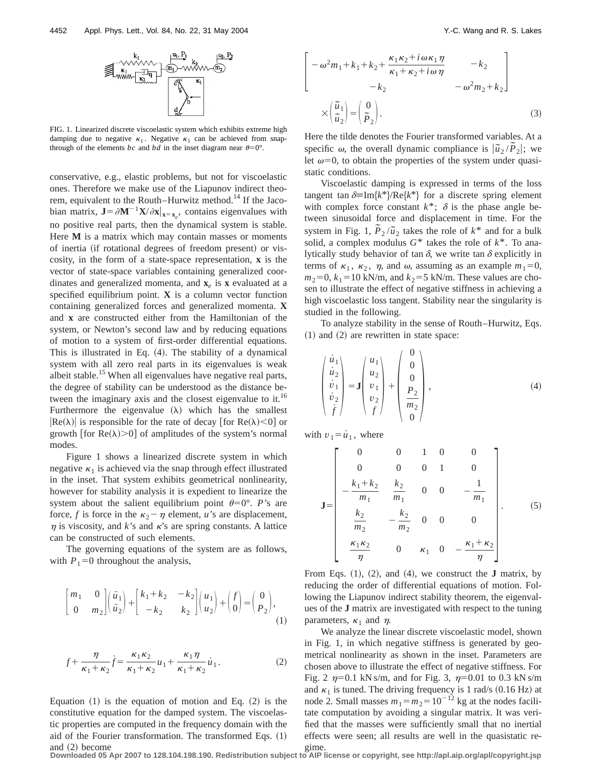FIG. 1. Linearized discrete viscoelastic system which exhibits extreme high damping due to negative $\kappa_1$. Negative $\kappa_1$ can be achieved from snap-through of the elements $bc$ and $bd$ in the inset diagram near $\theta=0°$.

conservative, e.g., elastic problems, but not for viscoelastic ones. Therefore we make use of the Liapunov indirect theorem, equivalent to the Routh–Hurwitz method.[14] If the Jacobian matrix, $\mathbf{J}=\partial \mathbf{M}^{-1}\mathbf{X}/\partial \mathbf{x}|_{\mathbf{x}=\mathbf{x}_e}$, contains eigenvalues with no positive real parts, then the dynamical system is stable. Here $\mathbf{M}$ is a matrix which may contain masses or moments of inertia (if rotational degrees of freedom present) or viscosity, in the form of a state-space representation, $\mathbf{x}$ is the vector of state-space variables containing generalized coordinates and generalized momenta, and $\mathbf{x}_e$ is $\mathbf{x}$ evaluated at a specified equilibrium point. $\mathbf{X}$ is a column vector function containing generalized forces and generalized momenta. $\mathbf{X}$ and $\mathbf{x}$ are constructed either from the Hamiltonian of the system, or Newton's second law and by reducing equations of motion to a system of first-order differential equations. This is illustrated in Eq. (4). The stability of a dynamical system with all zero real parts in its eigenvalues is weak albeit stable.[15] When all eigenvalues have negative real parts, the degree of stability can be understood as the distance between the imaginary axis and the closest eigenvalue to it.[16] Furthermore the eigenvalue ($\lambda$) which has the smallest $|\mathrm{Re}(\lambda)|$ is responsible for the rate of decay [for $\mathrm{Re}(\lambda)<0$] or growth [for $\mathrm{Re}(\lambda)>0$] of amplitudes of the system's normal modes.

Figure 1 shows a linearized discrete system in which negative $\kappa_1$ is achieved via the snap through effect illustrated in the inset. That system exhibits geometrical nonlinearity, however for stability analysis it is expedient to linearize the system about the salient equilibrium point $\theta=0°$. $P$'s are force, $f$ is force in the $\kappa_2-\eta$ element, $u$'s are displacement, $\eta$ is viscosity, and $k$'s and $\kappa$'s are spring constants. A lattice can be constructed of such elements.

The governing equations of the system are as follows, with $P_1=0$ throughout the analysis,

$$\begin{bmatrix} m_1 & 0 \\ 0 & m_2 \end{bmatrix}\begin{pmatrix} \ddot{u}_1 \\ \ddot{u}_2 \end{pmatrix}+\begin{bmatrix} k_1+k_2 & -k_2 \\ -k_2 & k_2 \end{bmatrix}\begin{pmatrix} u_1 \\ u_2 \end{pmatrix}+\begin{pmatrix} f \\ 0 \end{pmatrix}=\begin{pmatrix} 0 \\ P_2 \end{pmatrix}, \tag{1}$$

$$f+\frac{\eta}{\kappa_1+\kappa_2}\dot{f}=\frac{\kappa_1\kappa_2}{\kappa_1+\kappa_2}u_1+\frac{\kappa_1\eta}{\kappa_1+\kappa_2}\dot{u}_1. \tag{2}$$

Equation (1) is the equation of motion and Eq. (2) is the constitutive equation for the damped system. The viscoelastic properties are computed in the frequency domain with the aid of the Fourier transformation. The transformed Eqs. (1) and (2) become

$$\begin{bmatrix} -\omega^2 m_1+k_1+k_2+\dfrac{\kappa_1\kappa_2+i\omega\kappa_1\eta}{\kappa_1+\kappa_2+i\omega\eta} & -k_2 \\ -k_2 & -\omega^2 m_2+k_2 \end{bmatrix} \times\begin{pmatrix} \tilde{u}_1 \\ \tilde{u}_2 \end{pmatrix}=\begin{pmatrix} 0 \\ \tilde{P}_2 \end{pmatrix}. \tag{3}$$

Here the tilde denotes the Fourier transformed variables. At a specific $\omega$, the overall dynamic compliance is $|\tilde{u}_2/\tilde{P}_2|$; we let $\omega=0$, to obtain the properties of the system under quasistatic conditions.

Viscoelastic damping is expressed in terms of the loss tangent $\tan\delta \equiv \mathrm{Im}\{k^*\}/\mathrm{Re}\{k^*\}$ for a discrete spring element with complex force constant $k^*$; $\delta$ is the phase angle between sinusoidal force and displacement in time. For the system in Fig. 1, $\tilde{P}_2/\tilde{u}_2$ takes the role of $k^*$ and for a bulk solid, a complex modulus $G^*$ takes the role of $k^*$. To analytically study behavior of $\tan\delta$, we write $\tan\delta$ explicitly in terms of $\kappa_1$, $\kappa_2$, $\eta$, and $\omega$, assuming as an example $m_1=0$, $m_2=0$, $k_1=10$ kN/m, and $k_2=5$ kN/m. These values are chosen to illustrate the effect of negative stiffness in achieving a high viscoelastic loss tangent. Stability near the singularity is studied in the following.

To analyze stability in the sense of Routh–Hurwitz, Eqs. (1) and (2) are rewritten in state space:

$$\begin{pmatrix} \dot{u}_1 \\ \dot{u}_2 \\ \dot{v}_1 \\ \dot{v}_2 \\ \dot{f} \end{pmatrix}=\mathbf{J}\begin{pmatrix} u_1 \\ u_2 \\ v_1 \\ v_2 \\ f \end{pmatrix}+\begin{pmatrix} 0 \\ 0 \\ 0 \\ \dfrac{P_2}{m_2} \\ 0 \end{pmatrix}, \tag{4}$$

with $v_1=\dot{u}_1$, where

$$\mathbf{J}=\begin{bmatrix} 0 & 0 & 1 & 0 & 0 \\ 0 & 0 & 0 & 1 & 0 \\ -\dfrac{k_1+k_2}{m_1} & \dfrac{k_2}{m_1} & 0 & 0 & -\dfrac{1}{m_1} \\ \dfrac{k_2}{m_2} & -\dfrac{k_2}{m_2} & 0 & 0 & 0 \\ \dfrac{\kappa_1\kappa_2}{\eta} & 0 & \kappa_1 & 0 & -\dfrac{\kappa_1+\kappa_2}{\eta} \end{bmatrix}. \tag{5}$$

From Eqs. (1), (2), and (4), we construct the $\mathbf{J}$ matrix, by reducing the order of differential equations of motion. Following the Liapunov indirect stability theorem, the eigenvalues of the $\mathbf{J}$ matrix are investigated with respect to the tuning parameters, $\kappa_1$ and $\eta$.

We analyze the linear discrete viscoelastic model, shown in Fig. 1, in which negative stiffness is generated by geometrical nonlinearity as shown in the inset. Parameters are chosen above to illustrate the effect of negative stiffness. For Fig. 2 $\eta=0.1$ kN s/m, and for Fig. 3, $\eta=0.01$ to 0.3 kN s/m and $\kappa_1$ is tuned. The driving frequency is 1 rad/s (0.16 Hz) at node 2. Small masses $m_1=m_2=10^{-12}$ kg at the nodes facilitate computation by avoiding a singular matrix. It was verified that the masses were sufficiently small that no inertial effects were seen; all results are well in the quasistatic regime.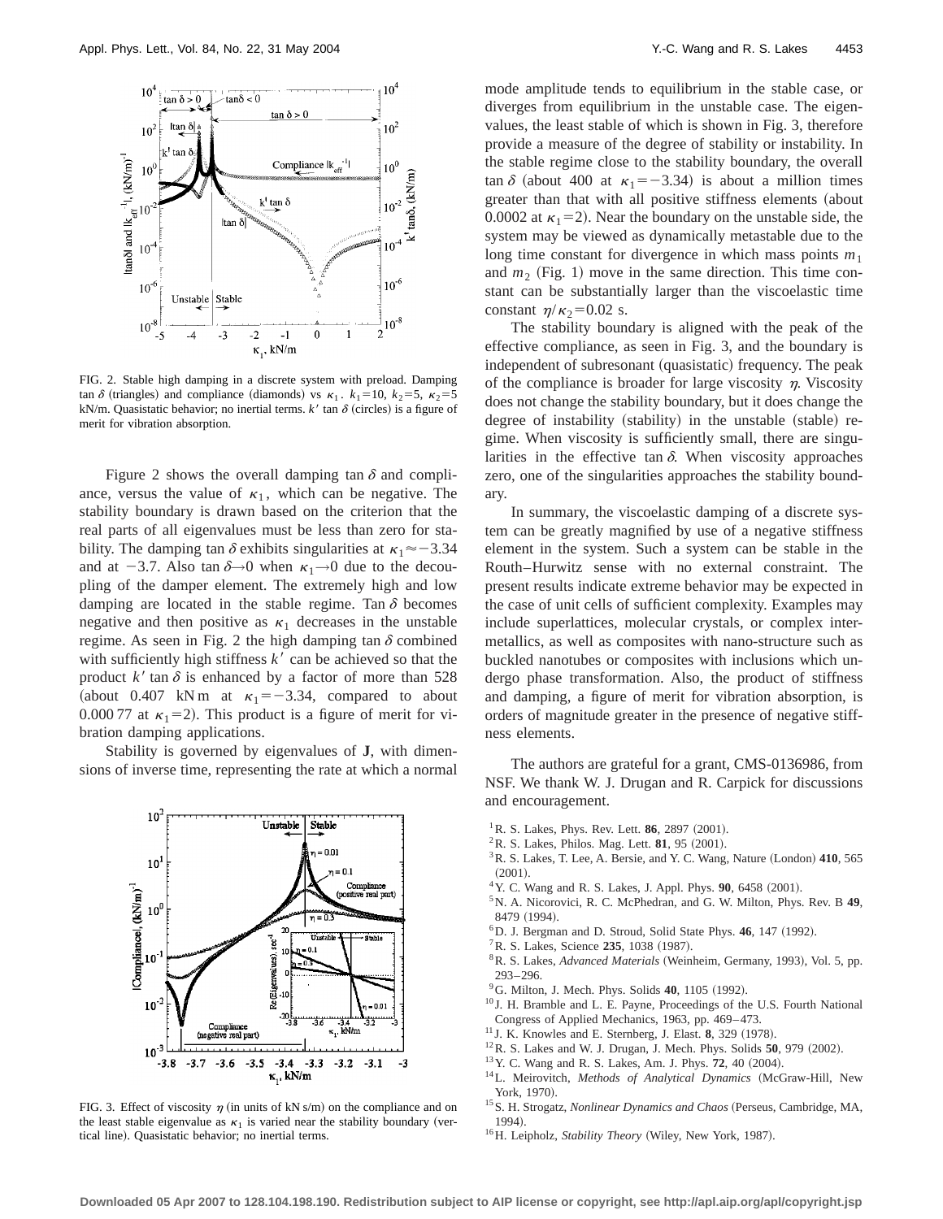10^4
tan δ > 0
tanδ < 0
tan δ > 0
10^4
|tan δ|
10^2
10^2
k' tan δ
10^0
Compliance |k_eff^-1|
10^0
|tanδ| and |k_eff^-1|, (kN/m)^-1
k' tanδ, (kN/m)
10^-2
k' tan δ
10^-2
|tan δ|
10^-4
10^-4
10^-6
10^-6
Unstable | Stable
10^-8
10^-8
-5 -4 -3 -2 -1 0 1 2
κ_1, kN/m

FIG. 2. Stable high damping in a discrete system with preload. Damping $\tan\delta$ (triangles) and compliance (diamonds) vs $\kappa_1$. $k_1=10$, $k_2=5$, $\kappa_2=5$ kN/m. Quasistatic behavior; no inertial terms. $k' \tan\delta$ (circles) is a figure of merit for vibration absorption.

Figure 2 shows the overall damping $\tan\delta$ and compliance, versus the value of $\kappa_1$, which can be negative. The stability boundary is drawn based on the criterion that the real parts of all eigenvalues must be less than zero for stability. The damping $\tan\delta$ exhibits singularities at $\kappa_1 \approx -3.34$ and at $-3.7$. Also $\tan\delta \rightarrow 0$ when $\kappa_1 \rightarrow 0$ due to the decoupling of the damper element. The extremely high and low damping are located in the stable regime. Tan $\delta$ becomes negative and then positive as $\kappa_1$ decreases in the unstable regime. As seen in Fig. 2 the high damping $\tan\delta$ combined with sufficiently high stiffness $k'$ can be achieved so that the product $k' \tan\delta$ is enhanced by a factor of more than 528 (about 0.407 kN m at $\kappa_1 = -3.34$, compared to about 0.000 77 at $\kappa_1 = 2$). This product is a figure of merit for vibration damping applications.

Stability is governed by eigenvalues of **J**, with dimensions of inverse time, representing the rate at which a normal mode amplitude tends to equilibrium in the stable case, or diverges from equilibrium in the unstable case. The eigenvalues, the least stable of which is shown in Fig. 3, therefore provide a measure of the degree of stability or instability. In the stable regime close to the stability boundary, the overall $\tan\delta$ (about 400 at $\kappa_1 = -3.34$) is about a million times greater than that with all positive stiffness elements (about 0.0002 at $\kappa_1 = 2$). Near the boundary on the unstable side, the system may be viewed as dynamically metastable due to the long time constant for divergence in which mass points $m_1$ and $m_2$ (Fig. 1) move in the same direction. This time constant can be substantially larger than the viscoelastic time constant $\eta/\kappa_2 = 0.02$ s.

The stability boundary is aligned with the peak of the effective compliance, as seen in Fig. 3, and the boundary is independent of subresonant (quasistatic) frequency. The peak of the compliance is broader for large viscosity $\eta$. Viscosity does not change the stability boundary, but it does change the degree of instability (stability) in the unstable (stable) regime. When viscosity is sufficiently small, there are singularities in the effective $\tan\delta$. When viscosity approaches zero, one of the singularities approaches the stability boundary.

In summary, the viscoelastic damping of a discrete system can be greatly magnified by use of a negative stiffness element in the system. Such a system can be stable in the Routh–Hurwitz sense with no external constraint. The present results indicate extreme behavior may be expected in the case of unit cells of sufficient complexity. Examples may include superlattices, molecular crystals, or complex intermetallics, as well as composites with nano-structure such as buckled nanotubes or composites with inclusions which undergo phase transformation. Also, the product of stiffness and damping, a figure of merit for vibration absorption, is orders of magnitude greater in the presence of negative stiffness elements.

Unstable | Stable
10^2
η = 0.01
10^1
η = 0.1
Compliance (positive real part)
10^0
η = 0.3
|Compliance|, (kN/m)^-1
Unstable Stable
η = 0.1
η = 0.3
Re(Eigenvalues), sec^-1
η = 0.01
κ_1, kN/m
10^-1
10^-2
Compliance (negative real part)
10^-3
-3.8 -3.7 -3.6 -3.5 -3.4 -3.3 -3.2 -3.1 -3
κ_1, kN/m

FIG. 3. Effect of viscosity $\eta$ (in units of kN s/m) on the compliance and on the least stable eigenvalue as $\kappa_1$ is varied near the stability boundary (vertical line). Quasistatic behavior; no inertial terms.

The authors are grateful for a grant, CMS-0136986, from NSF. We thank W. J. Drugan and R. Carpick for discussions and encouragement.

[1] R. S. Lakes, Phys. Rev. Lett. **86**, 2897 (2001).
[2] R. S. Lakes, Philos. Mag. Lett. **81**, 95 (2001).
[3] R. S. Lakes, T. Lee, A. Bersie, and Y. C. Wang, Nature (London) **410**, 565 (2001).
[4] Y. C. Wang and R. S. Lakes, J. Appl. Phys. **90**, 6458 (2001).
[5] N. A. Nicorovici, R. C. McPhedran, and G. W. Milton, Phys. Rev. B **49**, 8479 (1994).
[6] D. J. Bergman and D. Stroud, Solid State Phys. **46**, 147 (1992).
[7] R. S. Lakes, Science **235**, 1038 (1987).
[8] R. S. Lakes, *Advanced Materials* (Weinheim, Germany, 1993), Vol. 5, pp. 293–296.
[9] G. Milton, J. Mech. Phys. Solids **40**, 1105 (1992).
[10] J. H. Bramble and L. E. Payne, Proceedings of the U.S. Fourth National Congress of Applied Mechanics, 1963, pp. 469–473.
[11] J. K. Knowles and E. Sternberg, J. Elast. **8**, 329 (1978).
[12] R. S. Lakes and W. J. Drugan, J. Mech. Phys. Solids **50**, 979 (2002).
[13] Y. C. Wang and R. S. Lakes, Am. J. Phys. **72**, 40 (2004).
[14] L. Meirovitch, *Methods of Analytical Dynamics* (McGraw-Hill, New York, 1970).
[15] S. H. Strogatz, *Nonlinear Dynamics and Chaos* (Perseus, Cambridge, MA, 1994).
[16] H. Leipholz, *Stability Theory* (Wiley, New York, 1987).